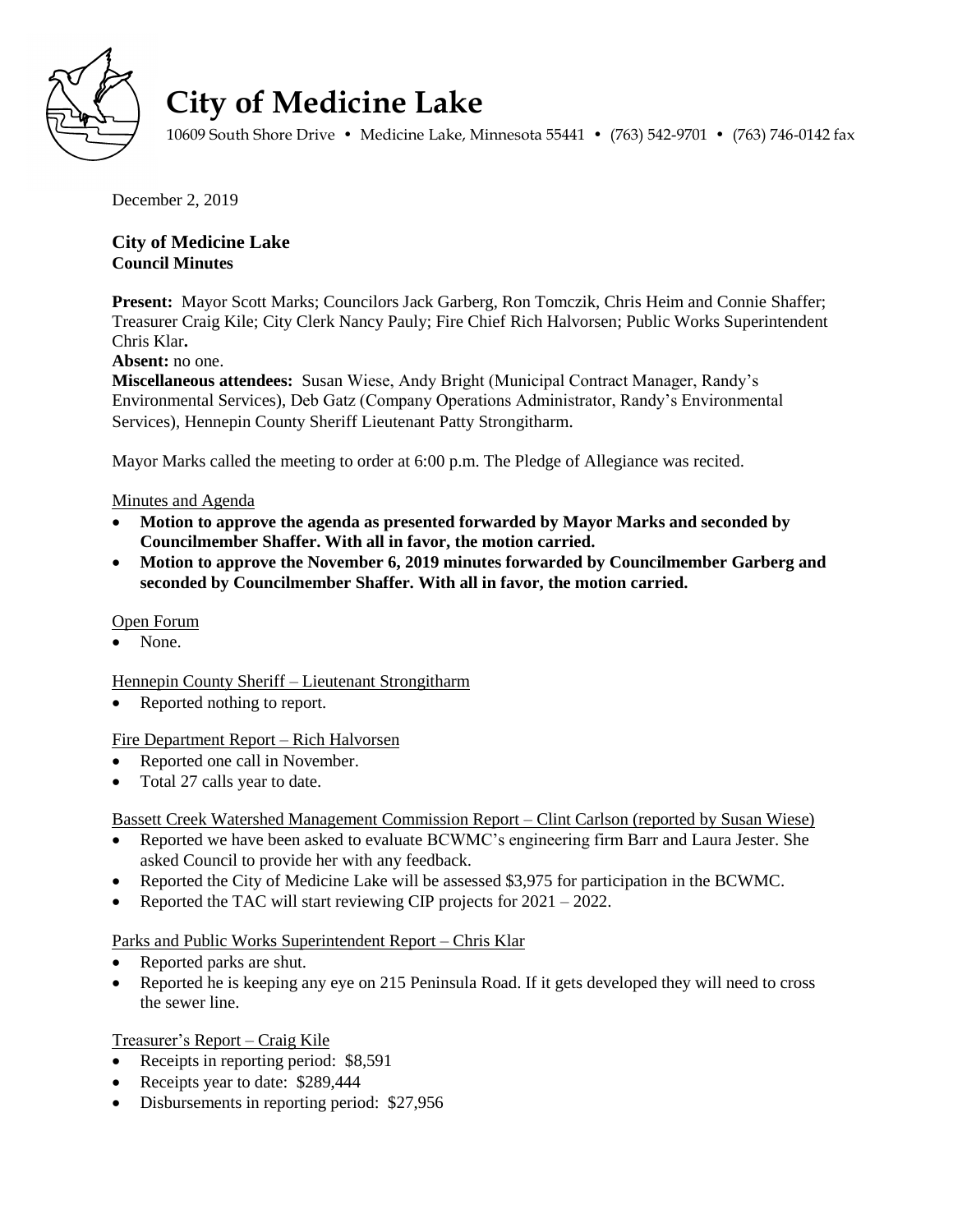# City of Medicine Lake

10609 South Shore Drive • Medicine Lake, Minnesota 55441 • (763) 542-9701 • (763) 746-0142 fax

December 2, 2019

## City of Medicine Lake
### Council Minutes

**Present:** Mayor Scott Marks; Councilors Jack Garberg, Ron Tomczik, Chris Heim and Connie Shaffer; Treasurer Craig Kile; City Clerk Nancy Pauly; Fire Chief Rich Halvorsen; Public Works Superintendent Chris Klar**.**

**Absent:** no one.

**Miscellaneous attendees:** Susan Wiese, Andy Bright (Municipal Contract Manager, Randy's Environmental Services), Deb Gatz (Company Operations Administrator, Randy's Environmental Services), Hennepin County Sheriff Lieutenant Patty Strongitharm.

Mayor Marks called the meeting to order at 6:00 p.m. The Pledge of Allegiance was recited.

Minutes and Agenda

- **Motion to approve the agenda as presented forwarded by Mayor Marks and seconded by Councilmember Shaffer. With all in favor, the motion carried.**
- **Motion to approve the November 6, 2019 minutes forwarded by Councilmember Garberg and seconded by Councilmember Shaffer. With all in favor, the motion carried.**

Open Forum

- None.

Hennepin County Sheriff – Lieutenant Strongitharm

- Reported nothing to report.

Fire Department Report – Rich Halvorsen

- Reported one call in November.
- Total 27 calls year to date.

Bassett Creek Watershed Management Commission Report – Clint Carlson (reported by Susan Wiese)

- Reported we have been asked to evaluate BCWMC's engineering firm Barr and Laura Jester. She asked Council to provide her with any feedback.
- Reported the City of Medicine Lake will be assessed $3,975 for participation in the BCWMC.
- Reported the TAC will start reviewing CIP projects for 2021 – 2022.

Parks and Public Works Superintendent Report – Chris Klar

- Reported parks are shut.
- Reported he is keeping any eye on 215 Peninsula Road. If it gets developed they will need to cross the sewer line.

Treasurer's Report – Craig Kile

- Receipts in reporting period: $8,591
- Receipts year to date: $289,444
- Disbursements in reporting period: $27,956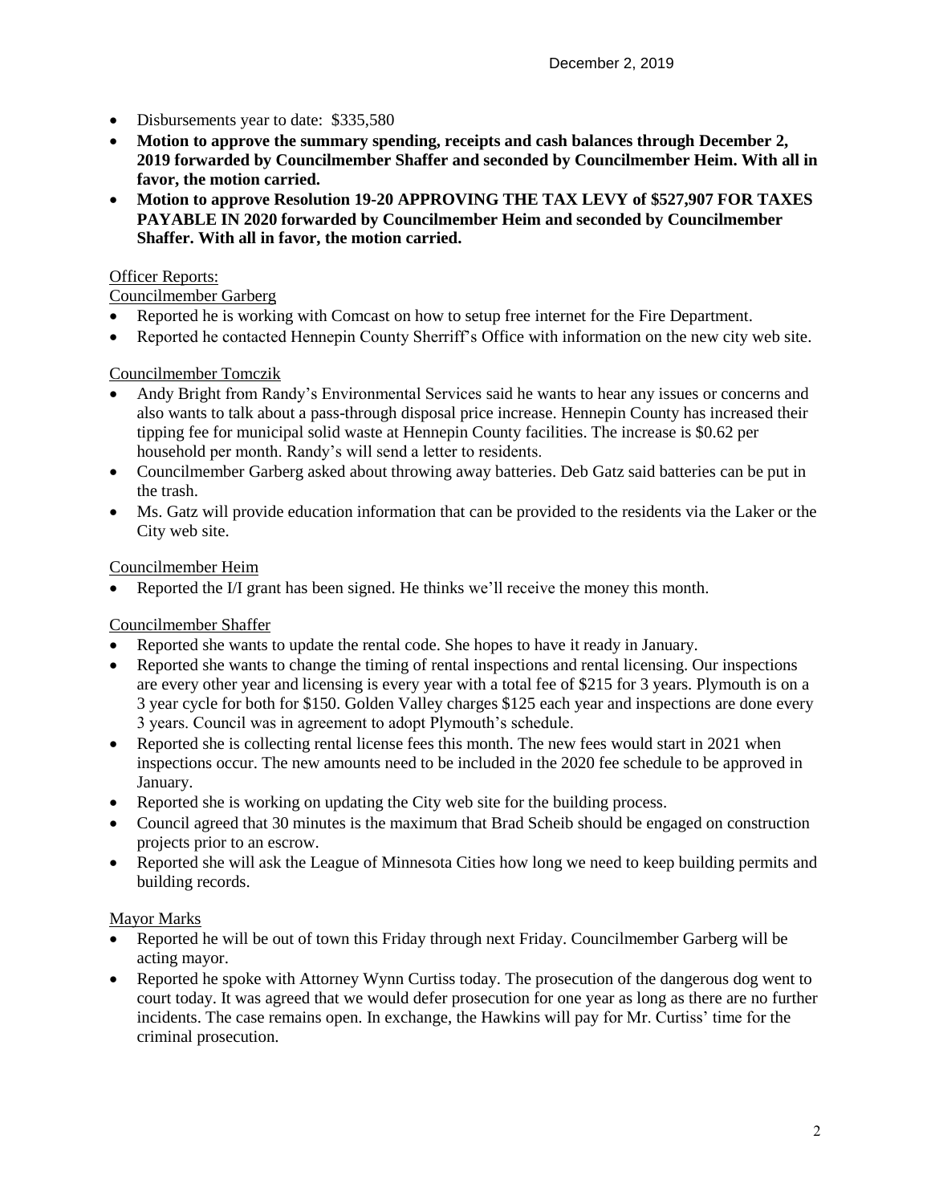- Disbursements year to date: $335,580
- **Motion to approve the summary spending, receipts and cash balances through December 2, 2019 forwarded by Councilmember Shaffer and seconded by Councilmember Heim. With all in favor, the motion carried.**
- **Motion to approve Resolution 19-20 APPROVING THE TAX LEVY of $527,907 FOR TAXES PAYABLE IN 2020 forwarded by Councilmember Heim and seconded by Councilmember Shaffer. With all in favor, the motion carried.**

Officer Reports:

Councilmember Garberg

- Reported he is working with Comcast on how to setup free internet for the Fire Department.
- Reported he contacted Hennepin County Sherriff's Office with information on the new city web site.

Councilmember Tomczik

- Andy Bright from Randy's Environmental Services said he wants to hear any issues or concerns and also wants to talk about a pass-through disposal price increase. Hennepin County has increased their tipping fee for municipal solid waste at Hennepin County facilities. The increase is $0.62 per household per month. Randy's will send a letter to residents.
- Councilmember Garberg asked about throwing away batteries. Deb Gatz said batteries can be put in the trash.
- Ms. Gatz will provide education information that can be provided to the residents via the Laker or the City web site.

Councilmember Heim

- Reported the I/I grant has been signed. He thinks we'll receive the money this month.

Councilmember Shaffer

- Reported she wants to update the rental code. She hopes to have it ready in January.
- Reported she wants to change the timing of rental inspections and rental licensing. Our inspections are every other year and licensing is every year with a total fee of $215 for 3 years. Plymouth is on a 3 year cycle for both for $150. Golden Valley charges $125 each year and inspections are done every 3 years. Council was in agreement to adopt Plymouth's schedule.
- Reported she is collecting rental license fees this month. The new fees would start in 2021 when inspections occur. The new amounts need to be included in the 2020 fee schedule to be approved in January.
- Reported she is working on updating the City web site for the building process.
- Council agreed that 30 minutes is the maximum that Brad Scheib should be engaged on construction projects prior to an escrow.
- Reported she will ask the League of Minnesota Cities how long we need to keep building permits and building records.

Mayor Marks

- Reported he will be out of town this Friday through next Friday. Councilmember Garberg will be acting mayor.
- Reported he spoke with Attorney Wynn Curtiss today. The prosecution of the dangerous dog went to court today. It was agreed that we would defer prosecution for one year as long as there are no further incidents. The case remains open. In exchange, the Hawkins will pay for Mr. Curtiss' time for the criminal prosecution.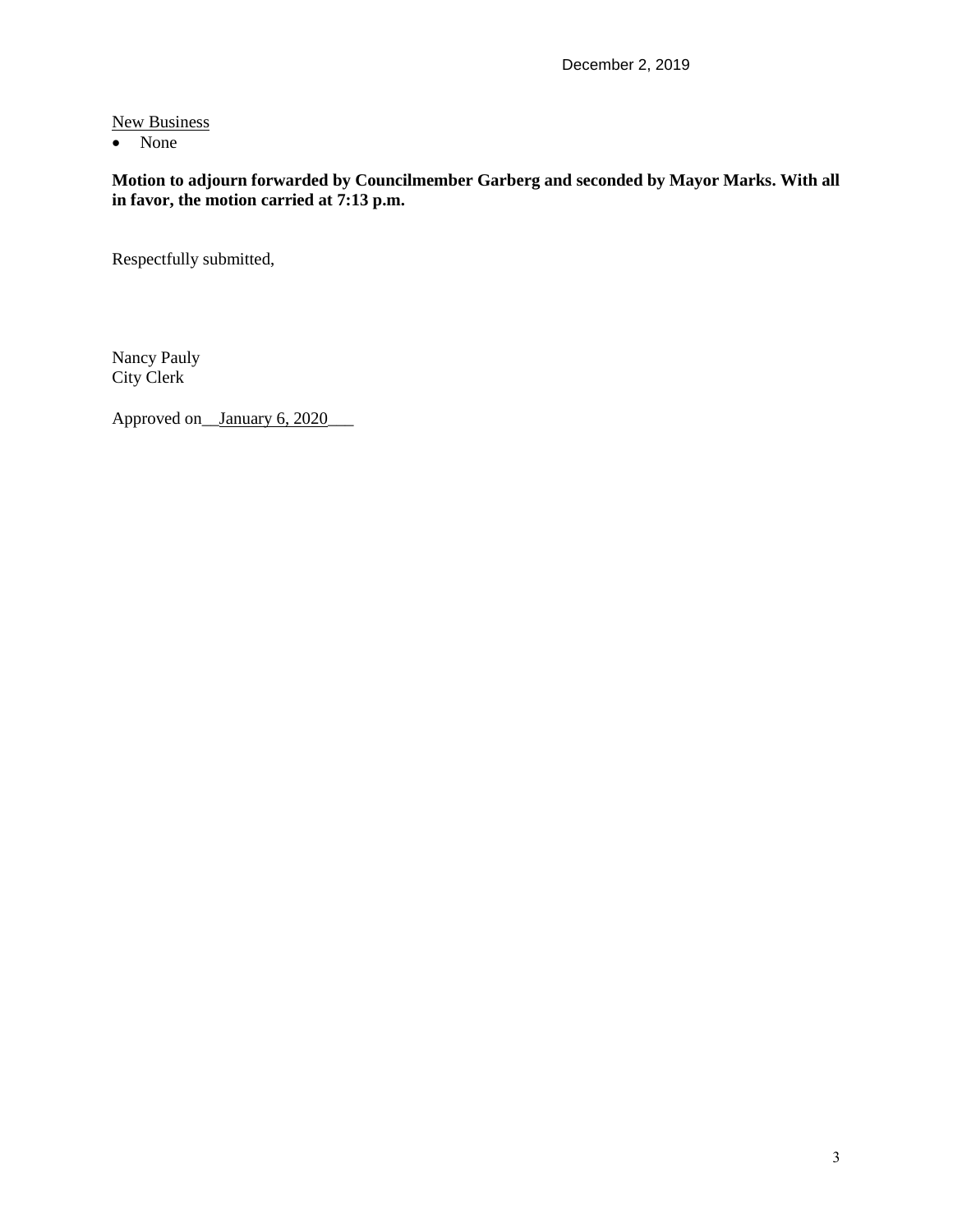New Business

- None

**Motion to adjourn forwarded by Councilmember Garberg and seconded by Mayor Marks. With all in favor, the motion carried at 7:13 p.m.**

Respectfully submitted,

Nancy Pauly
City Clerk

Approved on__January 6, 2020___